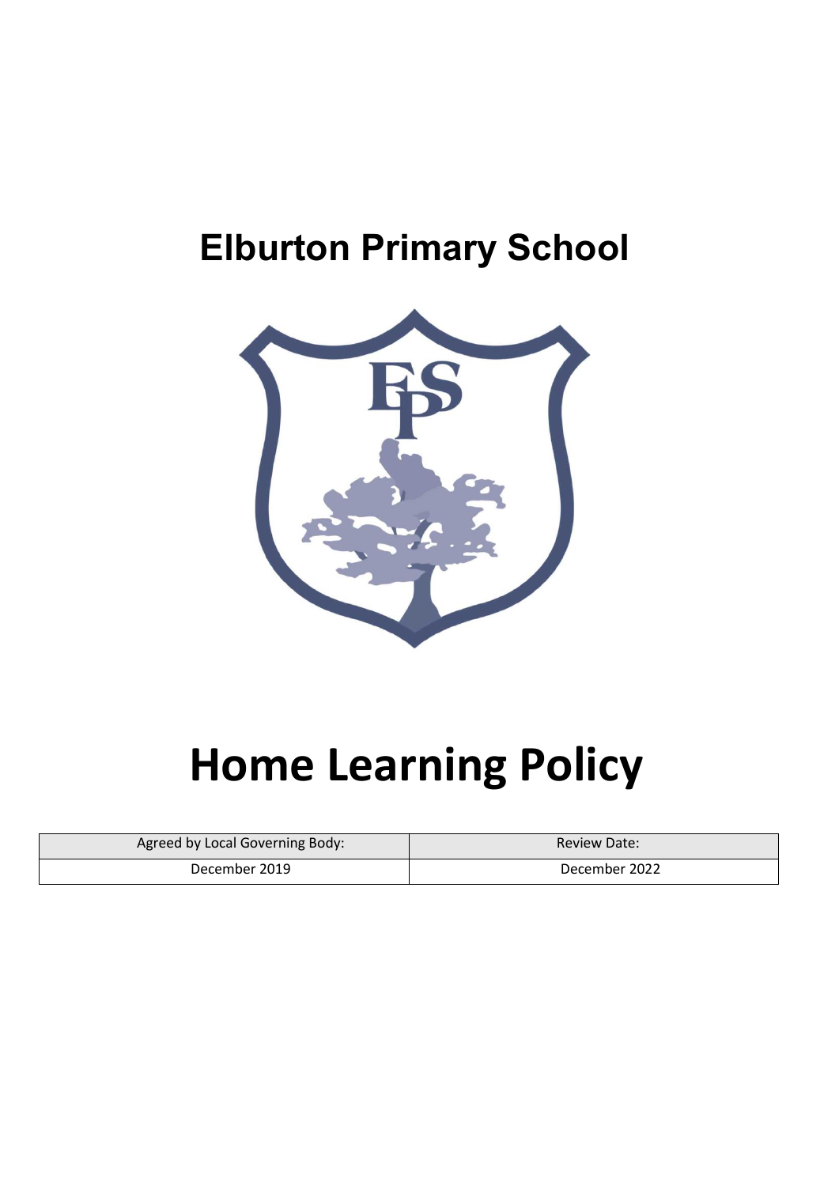# Elburton Primary School

# Home Learning Policy

| Agreed by Local Governing Body: | Review Date: |
| --- | --- |
| December 2019 | December 2022 |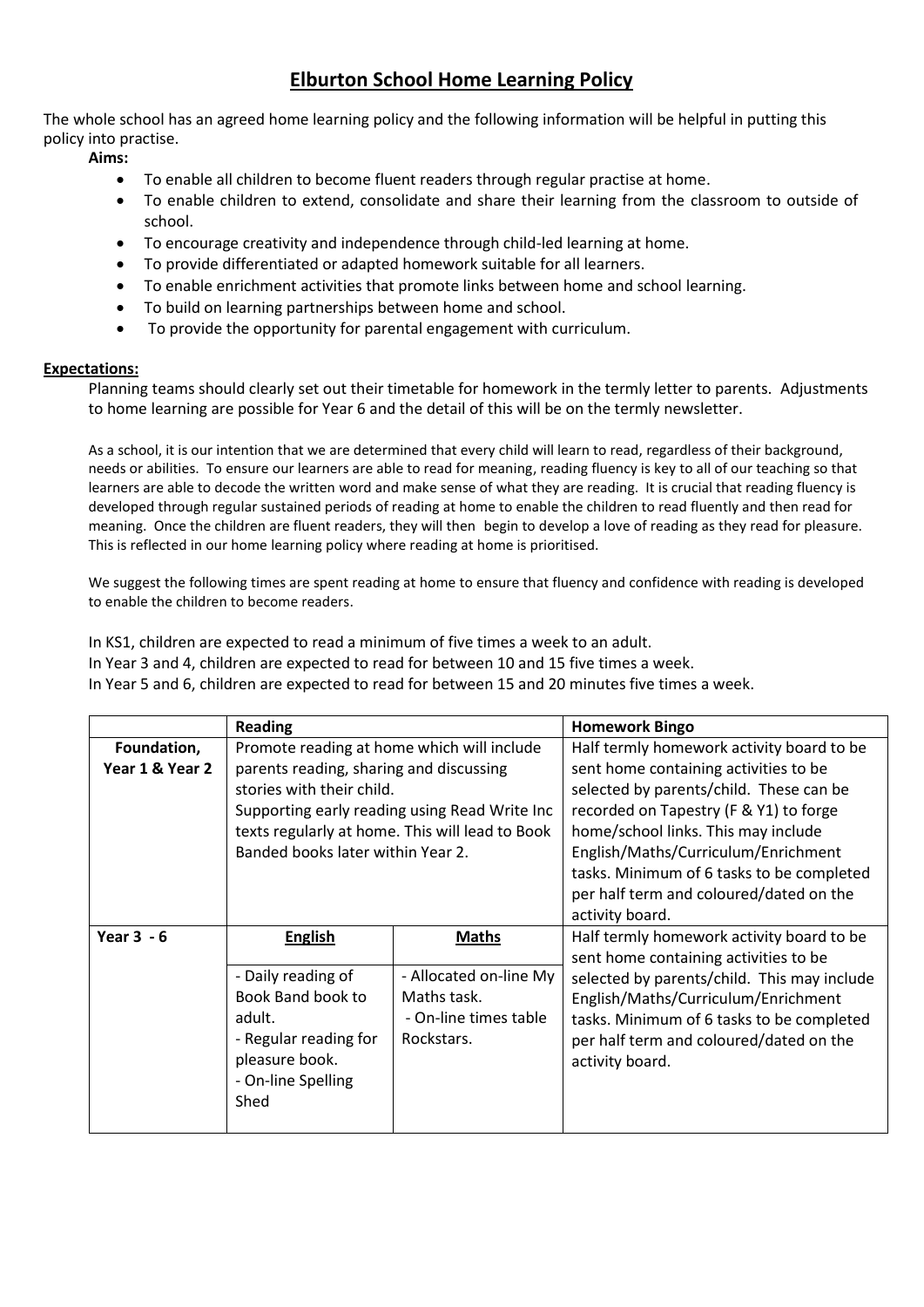# Elburton School Home Learning Policy

The whole school has an agreed home learning policy and the following information will be helpful in putting this policy into practise.

**Aims:**

- To enable all children to become fluent readers through regular practise at home.
- To enable children to extend, consolidate and share their learning from the classroom to outside of school.
- To encourage creativity and independence through child-led learning at home.
- To provide differentiated or adapted homework suitable for all learners.
- To enable enrichment activities that promote links between home and school learning.
- To build on learning partnerships between home and school.
- To provide the opportunity for parental engagement with curriculum.

**Expectations:**

Planning teams should clearly set out their timetable for homework in the termly letter to parents. Adjustments to home learning are possible for Year 6 and the detail of this will be on the termly newsletter.

As a school, it is our intention that we are determined that every child will learn to read, regardless of their background, needs or abilities. To ensure our learners are able to read for meaning, reading fluency is key to all of our teaching so that learners are able to decode the written word and make sense of what they are reading. It is crucial that reading fluency is developed through regular sustained periods of reading at home to enable the children to read fluently and then read for meaning. Once the children are fluent readers, they will then begin to develop a love of reading as they read for pleasure. This is reflected in our home learning policy where reading at home is prioritised.

We suggest the following times are spent reading at home to ensure that fluency and confidence with reading is developed to enable the children to become readers.

In KS1, children are expected to read a minimum of five times a week to an adult.
In Year 3 and 4, children are expected to read for between 10 and 15 five times a week.
In Year 5 and 6, children are expected to read for between 15 and 20 minutes five times a week.

| | **Reading** | | **Homework Bingo** |
|---|---|---|---|
| **Foundation, Year 1 & Year 2** | Promote reading at home which will include parents reading, sharing and discussing stories with their child. Supporting early reading using Read Write Inc texts regularly at home. This will lead to Book Banded books later within Year 2. | | Half termly homework activity board to be sent home containing activities to be selected by parents/child. These can be recorded on Tapestry (F & Y1) to forge home/school links. This may include English/Maths/Curriculum/Enrichment tasks. Minimum of 6 tasks to be completed per half term and coloured/dated on the activity board. |
| **Year 3 - 6** | **English**<br>- Daily reading of Book Band book to adult.<br>- Regular reading for pleasure book.<br>- On-line Spelling Shed | **Maths**<br>- Allocated on-line My Maths task.<br>- On-line times table Rockstars. | Half termly homework activity board to be sent home containing activities to be selected by parents/child. This may include English/Maths/Curriculum/Enrichment tasks. Minimum of 6 tasks to be completed per half term and coloured/dated on the activity board. |